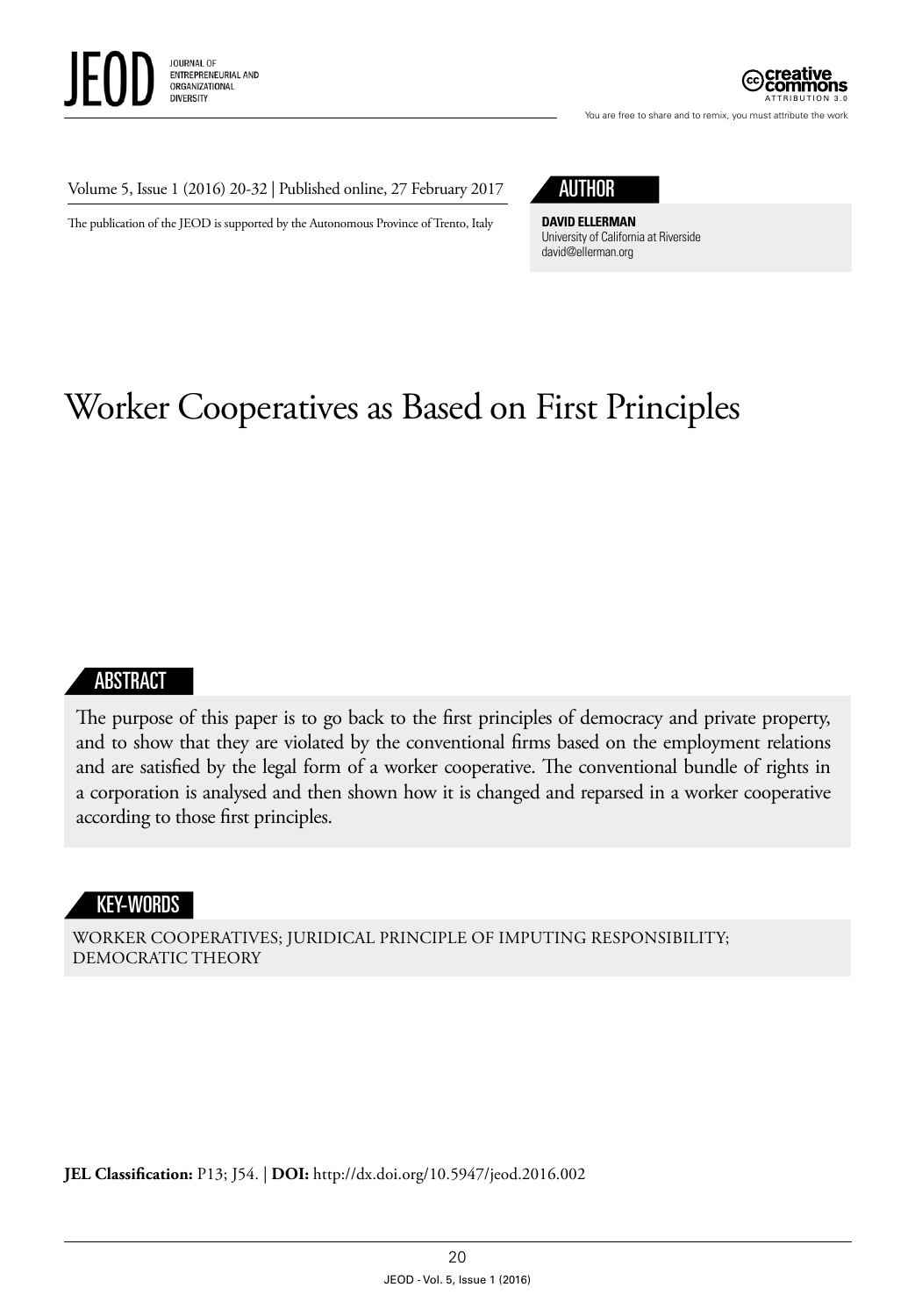Volume 5, Issue 1 (2016) 20-32 | Published online, 27 February 2017

The publication of the JEOD is supported by the Autonomous Province of Trento, Italy

## AUTHOR

**DAVID ELLERMAN**
University of California at Riverside
david@ellerman.org

# Worker Cooperatives as Based on First Principles

## ABSTRACT

The purpose of this paper is to go back to the first principles of democracy and private property, and to show that they are violated by the conventional firms based on the employment relations and are satisfied by the legal form of a worker cooperative. The conventional bundle of rights in a corporation is analysed and then shown how it is changed and reparsed in a worker cooperative according to those first principles.

## KEY-WORDS

WORKER COOPERATIVES; JURIDICAL PRINCIPLE OF IMPUTING RESPONSIBILITY; DEMOCRATIC THEORY

**JEL Classification:** P13; J54. | **DOI:** http://dx.doi.org/10.5947/jeod.2016.002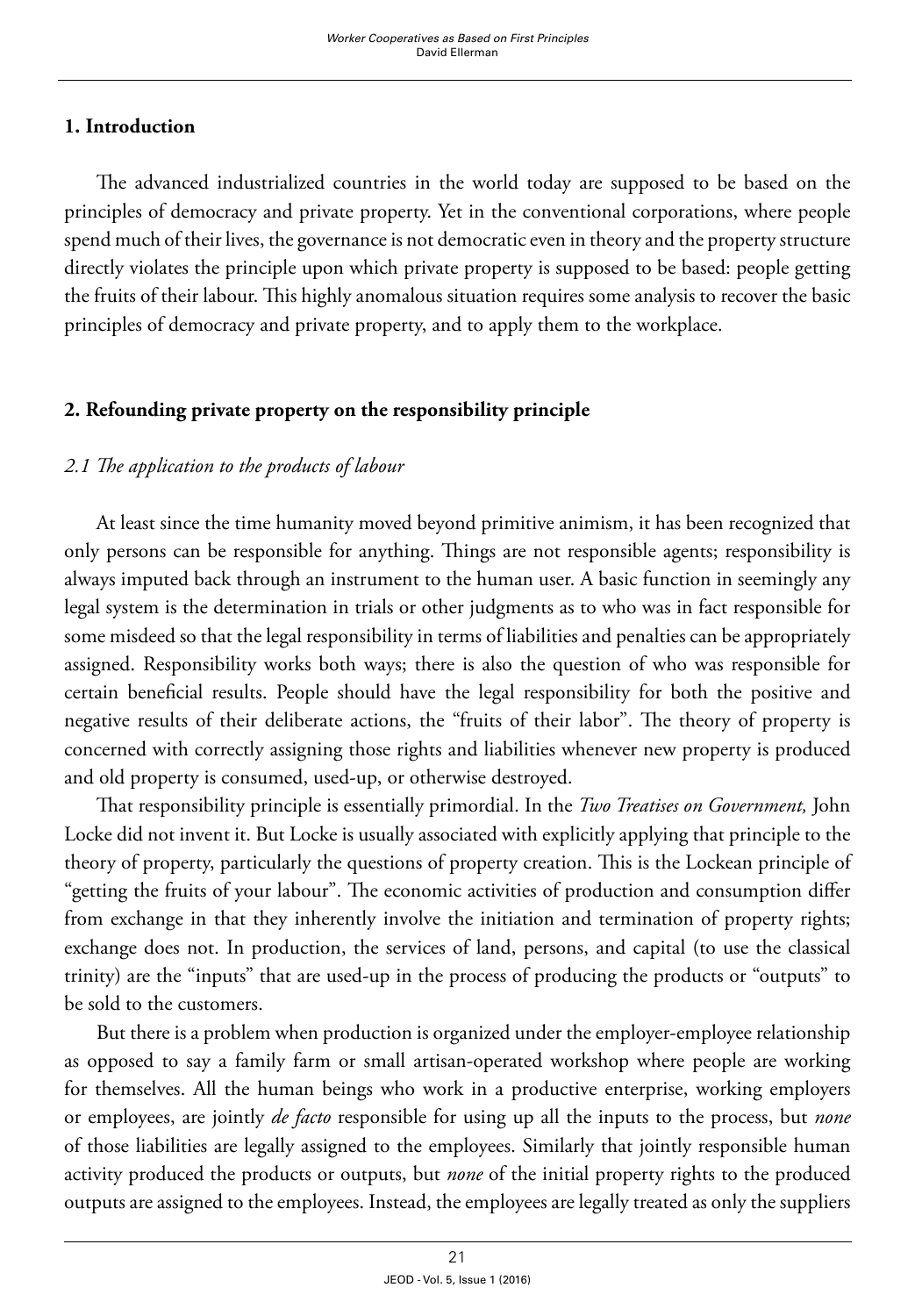## 1. Introduction

The advanced industrialized countries in the world today are supposed to be based on the principles of democracy and private property. Yet in the conventional corporations, where people spend much of their lives, the governance is not democratic even in theory and the property structure directly violates the principle upon which private property is supposed to be based: people getting the fruits of their labour. This highly anomalous situation requires some analysis to recover the basic principles of democracy and private property, and to apply them to the workplace.

## 2. Refounding private property on the responsibility principle

### *2.1 The application to the products of labour*

At least since the time humanity moved beyond primitive animism, it has been recognized that only persons can be responsible for anything. Things are not responsible agents; responsibility is always imputed back through an instrument to the human user. A basic function in seemingly any legal system is the determination in trials or other judgments as to who was in fact responsible for some misdeed so that the legal responsibility in terms of liabilities and penalties can be appropriately assigned. Responsibility works both ways; there is also the question of who was responsible for certain beneficial results. People should have the legal responsibility for both the positive and negative results of their deliberate actions, the "fruits of their labor". The theory of property is concerned with correctly assigning those rights and liabilities whenever new property is produced and old property is consumed, used-up, or otherwise destroyed.

That responsibility principle is essentially primordial. In the *Two Treatises on Government,* John Locke did not invent it. But Locke is usually associated with explicitly applying that principle to the theory of property, particularly the questions of property creation. This is the Lockean principle of "getting the fruits of your labour". The economic activities of production and consumption differ from exchange in that they inherently involve the initiation and termination of property rights; exchange does not. In production, the services of land, persons, and capital (to use the classical trinity) are the "inputs" that are used-up in the process of producing the products or "outputs" to be sold to the customers.

But there is a problem when production is organized under the employer-employee relationship as opposed to say a family farm or small artisan-operated workshop where people are working for themselves. All the human beings who work in a productive enterprise, working employers or employees, are jointly *de facto* responsible for using up all the inputs to the process, but *none* of those liabilities are legally assigned to the employees. Similarly that jointly responsible human activity produced the products or outputs, but *none* of the initial property rights to the produced outputs are assigned to the employees. Instead, the employees are legally treated as only the suppliers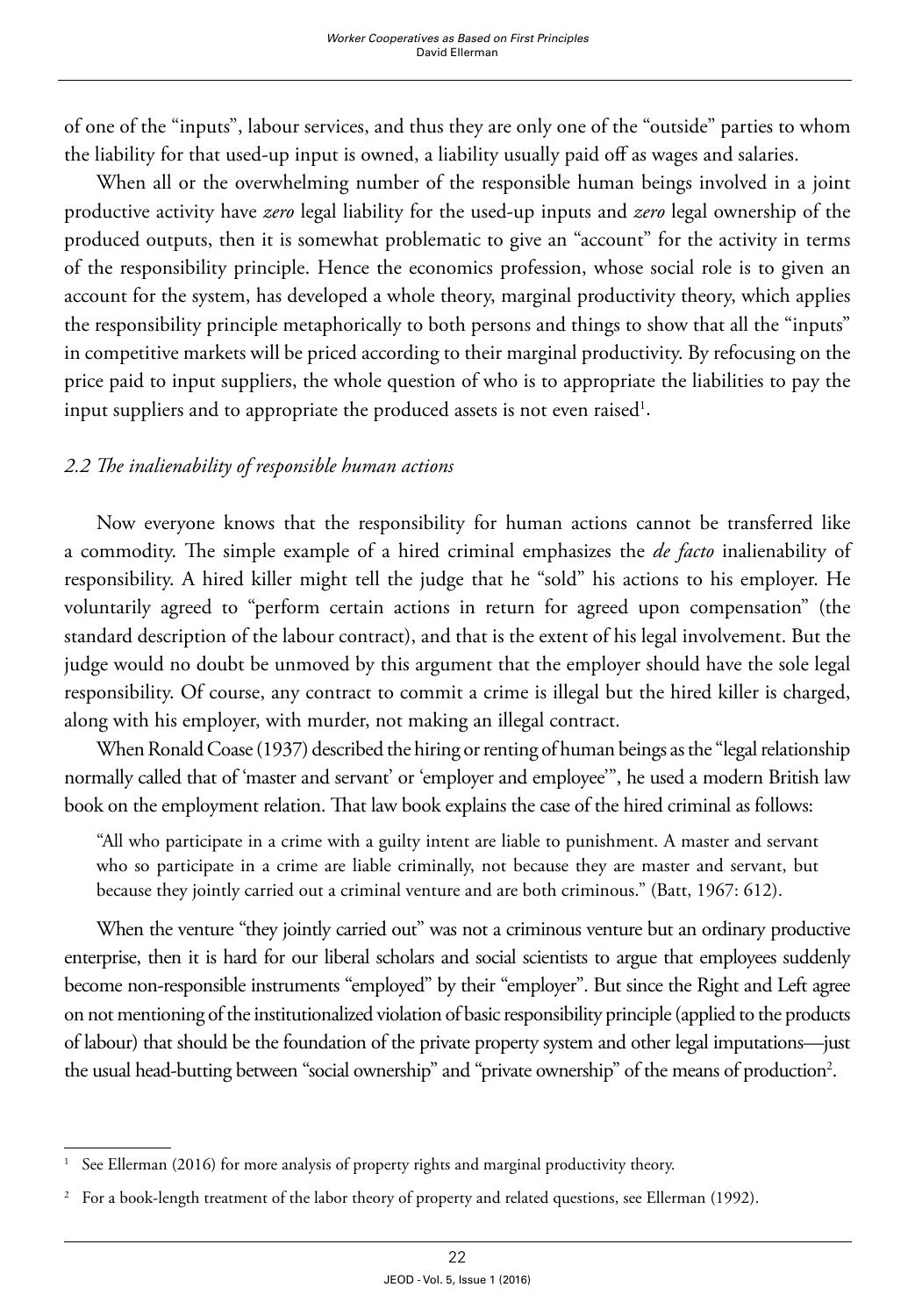of one of the "inputs", labour services, and thus they are only one of the "outside" parties to whom the liability for that used-up input is owned, a liability usually paid off as wages and salaries.

When all or the overwhelming number of the responsible human beings involved in a joint productive activity have *zero* legal liability for the used-up inputs and *zero* legal ownership of the produced outputs, then it is somewhat problematic to give an "account" for the activity in terms of the responsibility principle. Hence the economics profession, whose social role is to given an account for the system, has developed a whole theory, marginal productivity theory, which applies the responsibility principle metaphorically to both persons and things to show that all the "inputs" in competitive markets will be priced according to their marginal productivity. By refocusing on the price paid to input suppliers, the whole question of who is to appropriate the liabilities to pay the input suppliers and to appropriate the produced assets is not even raised[1].

### *2.2 The inalienability of responsible human actions*

Now everyone knows that the responsibility for human actions cannot be transferred like a commodity. The simple example of a hired criminal emphasizes the *de facto* inalienability of responsibility. A hired killer might tell the judge that he "sold" his actions to his employer. He voluntarily agreed to "perform certain actions in return for agreed upon compensation" (the standard description of the labour contract), and that is the extent of his legal involvement. But the judge would no doubt be unmoved by this argument that the employer should have the sole legal responsibility. Of course, any contract to commit a crime is illegal but the hired killer is charged, along with his employer, with murder, not making an illegal contract.

When Ronald Coase (1937) described the hiring or renting of human beings as the "legal relationship normally called that of 'master and servant' or 'employer and employee'", he used a modern British law book on the employment relation. That law book explains the case of the hired criminal as follows:

> "All who participate in a crime with a guilty intent are liable to punishment. A master and servant who so participate in a crime are liable criminally, not because they are master and servant, but because they jointly carried out a criminal venture and are both criminous." (Batt, 1967: 612).

When the venture "they jointly carried out" was not a criminous venture but an ordinary productive enterprise, then it is hard for our liberal scholars and social scientists to argue that employees suddenly become non-responsible instruments "employed" by their "employer". But since the Right and Left agree on not mentioning of the institutionalized violation of basic responsibility principle (applied to the products of labour) that should be the foundation of the private property system and other legal imputations—just the usual head-butting between "social ownership" and "private ownership" of the means of production[2].

---

[1] See Ellerman (2016) for more analysis of property rights and marginal productivity theory.

[2] For a book-length treatment of the labor theory of property and related questions, see Ellerman (1992).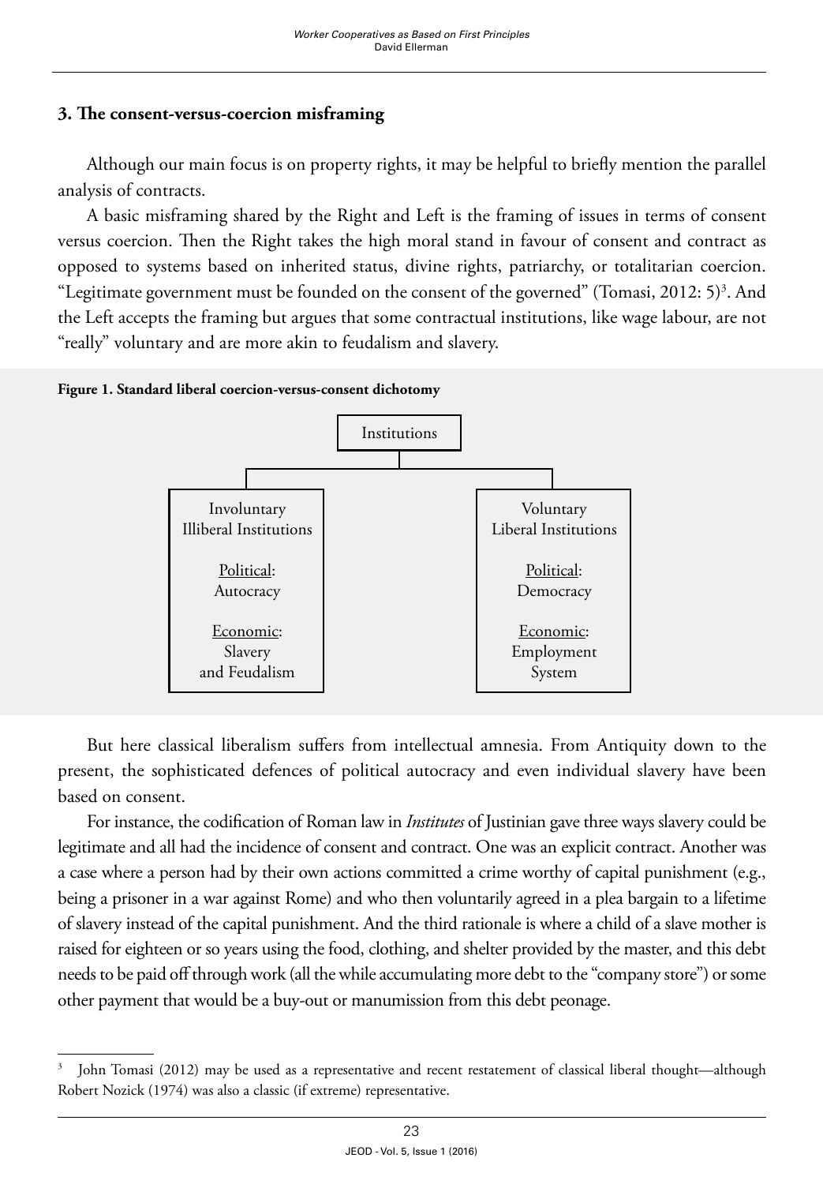## 3. The consent-versus-coercion misframing

Although our main focus is on property rights, it may be helpful to briefly mention the parallel analysis of contracts.

A basic misframing shared by the Right and Left is the framing of issues in terms of consent versus coercion. Then the Right takes the high moral stand in favour of consent and contract as opposed to systems based on inherited status, divine rights, patriarchy, or totalitarian coercion. "Legitimate government must be founded on the consent of the governed" (Tomasi, 2012: 5)[3]. And the Left accepts the framing but argues that some contractual institutions, like wage labour, are not "really" voluntary and are more akin to feudalism and slavery.

**Figure 1. Standard liberal coercion-versus-consent dichotomy**

| Institutions | |
|---|---|
| Involuntary Illiberal Institutions | Voluntary Liberal Institutions |
| Political: Autocracy | Political: Democracy |
| Economic: Slavery and Feudalism | Economic: Employment System |

But here classical liberalism suffers from intellectual amnesia. From Antiquity down to the present, the sophisticated defences of political autocracy and even individual slavery have been based on consent.

For instance, the codification of Roman law in *Institutes* of Justinian gave three ways slavery could be legitimate and all had the incidence of consent and contract. One was an explicit contract. Another was a case where a person had by their own actions committed a crime worthy of capital punishment (e.g., being a prisoner in a war against Rome) and who then voluntarily agreed in a plea bargain to a lifetime of slavery instead of the capital punishment. And the third rationale is where a child of a slave mother is raised for eighteen or so years using the food, clothing, and shelter provided by the master, and this debt needs to be paid off through work (all the while accumulating more debt to the "company store") or some other payment that would be a buy-out or manumission from this debt peonage.

---

[3] John Tomasi (2012) may be used as a representative and recent restatement of classical liberal thought—although Robert Nozick (1974) was also a classic (if extreme) representative.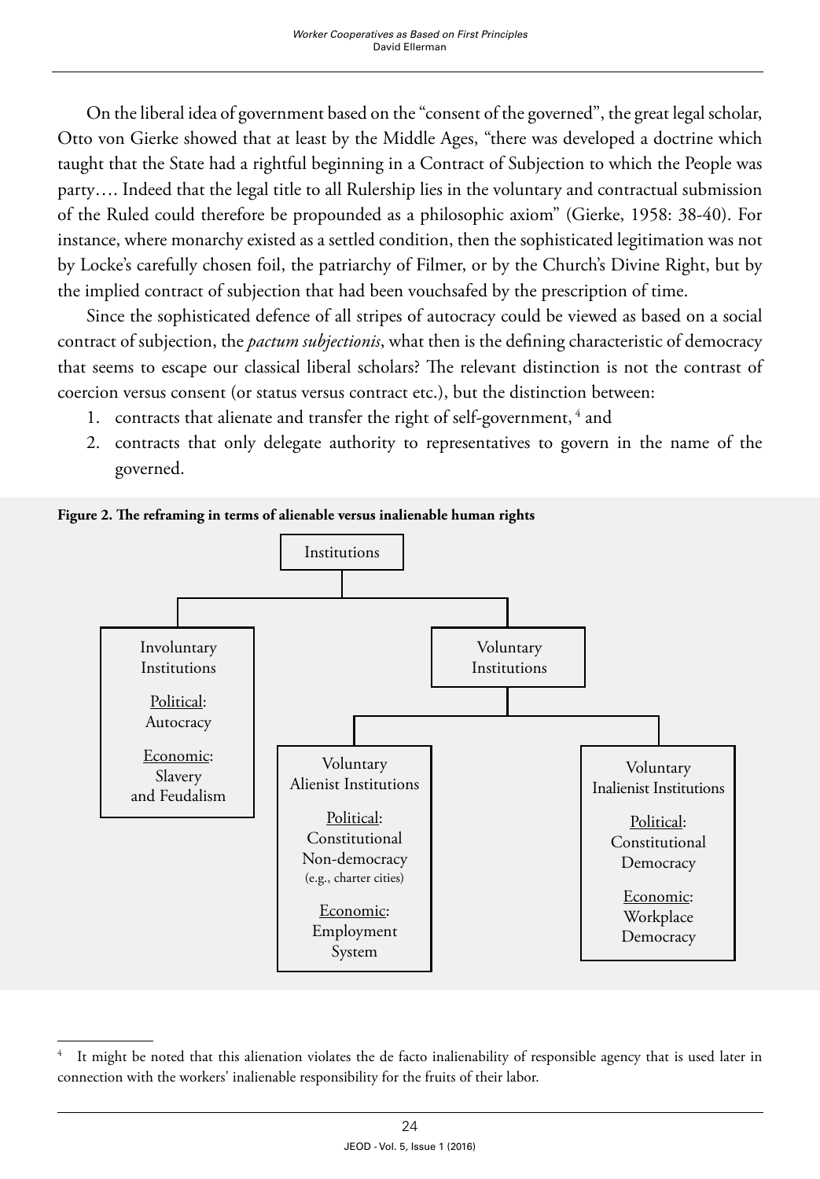On the liberal idea of government based on the "consent of the governed", the great legal scholar, Otto von Gierke showed that at least by the Middle Ages, "there was developed a doctrine which taught that the State had a rightful beginning in a Contract of Subjection to which the People was party…. Indeed that the legal title to all Rulership lies in the voluntary and contractual submission of the Ruled could therefore be propounded as a philosophic axiom" (Gierke, 1958: 38-40). For instance, where monarchy existed as a settled condition, then the sophisticated legitimation was not by Locke's carefully chosen foil, the patriarchy of Filmer, or by the Church's Divine Right, but by the implied contract of subjection that had been vouchsafed by the prescription of time.

Since the sophisticated defence of all stripes of autocracy could be viewed as based on a social contract of subjection, the *pactum subjectionis*, what then is the defining characteristic of democracy that seems to escape our classical liberal scholars? The relevant distinction is not the contrast of coercion versus consent (or status versus contract etc.), but the distinction between:

1. contracts that alienate and transfer the right of self-government, [4] and
2. contracts that only delegate authority to representatives to govern in the name of the governed.

**Figure 2. The reframing in terms of alienable versus inalienable human rights**

- Institutions
  - Involuntary Institutions
    - Political: Autocracy
    - Economic: Slavery and Feudalism
  - Voluntary Institutions
    - Voluntary Alienist Institutions
      - Political: Constitutional Non-democracy (e.g., charter cities)
      - Economic: Employment System
    - Voluntary Inalienist Institutions
      - Political: Constitutional Democracy
      - Economic: Workplace Democracy

[4] It might be noted that this alienation violates the de facto inalienability of responsible agency that is used later in connection with the workers' inalienable responsibility for the fruits of their labor.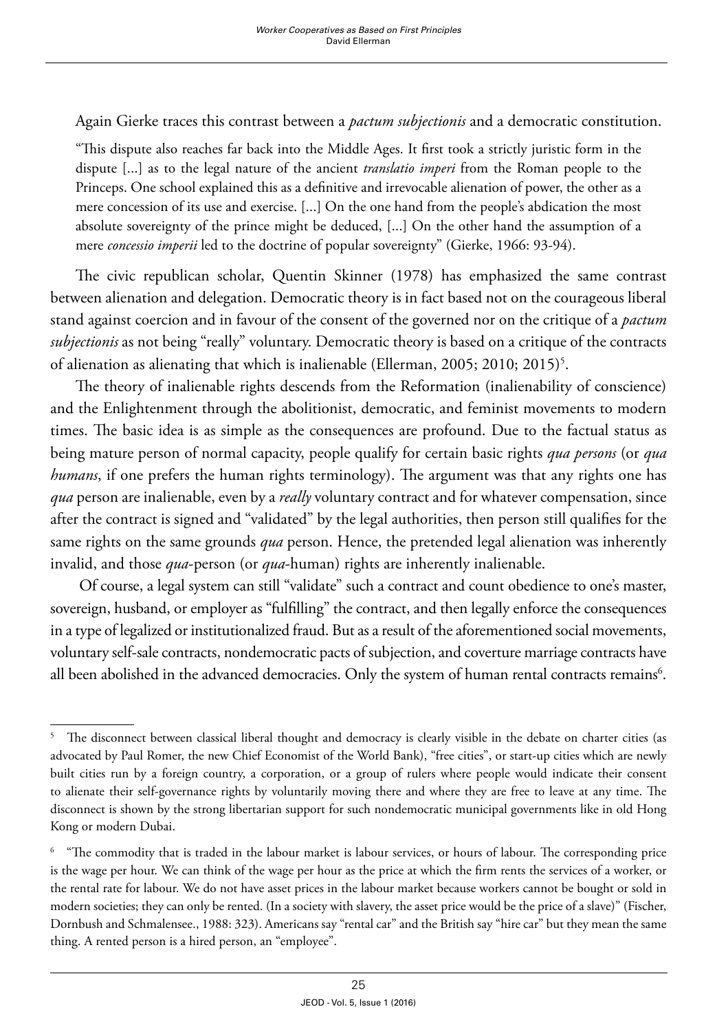Again Gierke traces this contrast between a *pactum subjectionis* and a democratic constitution.

> "This dispute also reaches far back into the Middle Ages. It first took a strictly juristic form in the dispute [...] as to the legal nature of the ancient *translatio imperi* from the Roman people to the Princeps. One school explained this as a definitive and irrevocable alienation of power, the other as a mere concession of its use and exercise. [...] On the one hand from the people's abdication the most absolute sovereignty of the prince might be deduced, [...] On the other hand the assumption of a mere *concessio imperii* led to the doctrine of popular sovereignty" (Gierke, 1966: 93-94).

The civic republican scholar, Quentin Skinner (1978) has emphasized the same contrast between alienation and delegation. Democratic theory is in fact based not on the courageous liberal stand against coercion and in favour of the consent of the governed nor on the critique of a *pactum subjectionis* as not being "really" voluntary. Democratic theory is based on a critique of the contracts of alienation as alienating that which is inalienable (Ellerman, 2005; 2010; 2015)[5].

The theory of inalienable rights descends from the Reformation (inalienability of conscience) and the Enlightenment through the abolitionist, democratic, and feminist movements to modern times. The basic idea is as simple as the consequences are profound. Due to the factual status as being mature person of normal capacity, people qualify for certain basic rights *qua persons* (or *qua humans*, if one prefers the human rights terminology). The argument was that any rights one has *qua* person are inalienable, even by a *really* voluntary contract and for whatever compensation, since after the contract is signed and "validated" by the legal authorities, then person still qualifies for the same rights on the same grounds *qua* person. Hence, the pretended legal alienation was inherently invalid, and those *qua*-person (or *qua*-human) rights are inherently inalienable.

Of course, a legal system can still "validate" such a contract and count obedience to one's master, sovereign, husband, or employer as "fulfilling" the contract, and then legally enforce the consequences in a type of legalized or institutionalized fraud. But as a result of the aforementioned social movements, voluntary self-sale contracts, nondemocratic pacts of subjection, and coverture marriage contracts have all been abolished in the advanced democracies. Only the system of human rental contracts remains[6].

---

[5] The disconnect between classical liberal thought and democracy is clearly visible in the debate on charter cities (as advocated by Paul Romer, the new Chief Economist of the World Bank), "free cities", or start-up cities which are newly built cities run by a foreign country, a corporation, or a group of rulers where people would indicate their consent to alienate their self-governance rights by voluntarily moving there and where they are free to leave at any time. The disconnect is shown by the strong libertarian support for such nondemocratic municipal governments like in old Hong Kong or modern Dubai.

[6] "The commodity that is traded in the labour market is labour services, or hours of labour. The corresponding price is the wage per hour. We can think of the wage per hour as the price at which the firm rents the services of a worker, or the rental rate for labour. We do not have asset prices in the labour market because workers cannot be bought or sold in modern societies; they can only be rented. (In a society with slavery, the asset price would be the price of a slave)" (Fischer, Dornbush and Schmalensee., 1988: 323). Americans say "rental car" and the British say "hire car" but they mean the same thing. A rented person is a hired person, an "employee".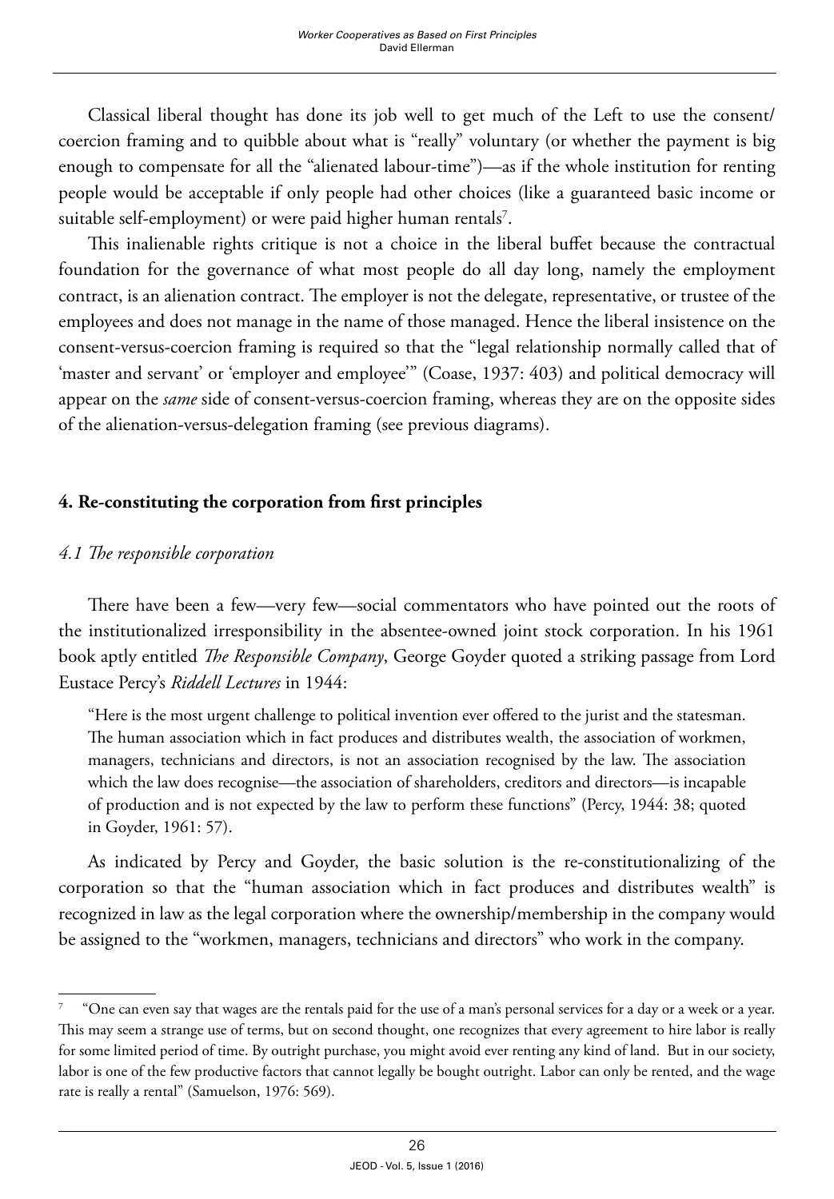Classical liberal thought has done its job well to get much of the Left to use the consent/coercion framing and to quibble about what is "really" voluntary (or whether the payment is big enough to compensate for all the "alienated labour-time")—as if the whole institution for renting people would be acceptable if only people had other choices (like a guaranteed basic income or suitable self-employment) or were paid higher human rentals[7].

This inalienable rights critique is not a choice in the liberal buffet because the contractual foundation for the governance of what most people do all day long, namely the employment contract, is an alienation contract. The employer is not the delegate, representative, or trustee of the employees and does not manage in the name of those managed. Hence the liberal insistence on the consent-versus-coercion framing is required so that the "legal relationship normally called that of 'master and servant' or 'employer and employee'" (Coase, 1937: 403) and political democracy will appear on the *same* side of consent-versus-coercion framing, whereas they are on the opposite sides of the alienation-versus-delegation framing (see previous diagrams).

## 4. Re-constituting the corporation from first principles

### *4.1 The responsible corporation*

There have been a few—very few—social commentators who have pointed out the roots of the institutionalized irresponsibility in the absentee-owned joint stock corporation. In his 1961 book aptly entitled *The Responsible Company*, George Goyder quoted a striking passage from Lord Eustace Percy's *Riddell Lectures* in 1944:

> "Here is the most urgent challenge to political invention ever offered to the jurist and the statesman. The human association which in fact produces and distributes wealth, the association of workmen, managers, technicians and directors, is not an association recognised by the law. The association which the law does recognise—the association of shareholders, creditors and directors—is incapable of production and is not expected by the law to perform these functions" (Percy, 1944: 38; quoted in Goyder, 1961: 57).

As indicated by Percy and Goyder, the basic solution is the re-constitutionalizing of the corporation so that the "human association which in fact produces and distributes wealth" is recognized in law as the legal corporation where the ownership/membership in the company would be assigned to the "workmen, managers, technicians and directors" who work in the company.

---

[7] "One can even say that wages are the rentals paid for the use of a man's personal services for a day or a week or a year. This may seem a strange use of terms, but on second thought, one recognizes that every agreement to hire labor is really for some limited period of time. By outright purchase, you might avoid ever renting any kind of land. But in our society, labor is one of the few productive factors that cannot legally be bought outright. Labor can only be rented, and the wage rate is really a rental" (Samuelson, 1976: 569).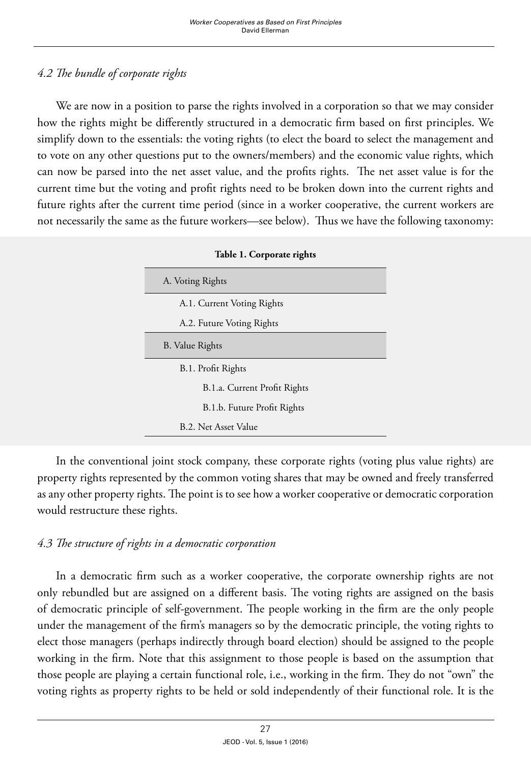### *4.2 The bundle of corporate rights*

We are now in a position to parse the rights involved in a corporation so that we may consider how the rights might be differently structured in a democratic firm based on first principles. We simplify down to the essentials: the voting rights (to elect the board to select the management and to vote on any other questions put to the owners/members) and the economic value rights, which can now be parsed into the net asset value, and the profits rights. The net asset value is for the current time but the voting and profit rights need to be broken down into the current rights and future rights after the current time period (since in a worker cooperative, the current workers are not necessarily the same as the future workers—see below). Thus we have the following taxonomy:

**Table 1. Corporate rights**

| Corporate rights |
| --- |
| A. Voting Rights |
| A.1. Current Voting Rights |
| A.2. Future Voting Rights |
| B. Value Rights |
| B.1. Profit Rights |
| B.1.a. Current Profit Rights |
| B.1.b. Future Profit Rights |
| B.2. Net Asset Value |

In the conventional joint stock company, these corporate rights (voting plus value rights) are property rights represented by the common voting shares that may be owned and freely transferred as any other property rights. The point is to see how a worker cooperative or democratic corporation would restructure these rights.

### *4.3 The structure of rights in a democratic corporation*

In a democratic firm such as a worker cooperative, the corporate ownership rights are not only rebundled but are assigned on a different basis. The voting rights are assigned on the basis of democratic principle of self-government. The people working in the firm are the only people under the management of the firm's managers so by the democratic principle, the voting rights to elect those managers (perhaps indirectly through board election) should be assigned to the people working in the firm. Note that this assignment to those people is based on the assumption that those people are playing a certain functional role, i.e., working in the firm. They do not "own" the voting rights as property rights to be held or sold independently of their functional role. It is the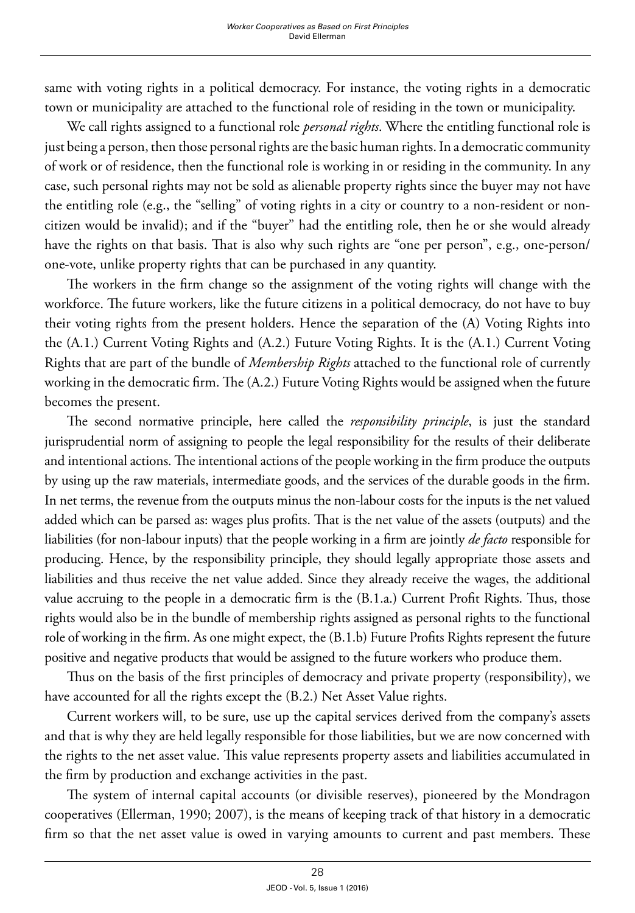same with voting rights in a political democracy. For instance, the voting rights in a democratic town or municipality are attached to the functional role of residing in the town or municipality.

We call rights assigned to a functional role *personal rights*. Where the entitling functional role is just being a person, then those personal rights are the basic human rights. In a democratic community of work or of residence, then the functional role is working in or residing in the community. In any case, such personal rights may not be sold as alienable property rights since the buyer may not have the entitling role (e.g., the "selling" of voting rights in a city or country to a non-resident or non-citizen would be invalid); and if the "buyer" had the entitling role, then he or she would already have the rights on that basis. That is also why such rights are "one per person", e.g., one-person/ one-vote, unlike property rights that can be purchased in any quantity.

The workers in the firm change so the assignment of the voting rights will change with the workforce. The future workers, like the future citizens in a political democracy, do not have to buy their voting rights from the present holders. Hence the separation of the (A) Voting Rights into the (A.1.) Current Voting Rights and (A.2.) Future Voting Rights. It is the (A.1.) Current Voting Rights that are part of the bundle of *Membership Rights* attached to the functional role of currently working in the democratic firm. The (A.2.) Future Voting Rights would be assigned when the future becomes the present.

The second normative principle, here called the *responsibility principle*, is just the standard jurisprudential norm of assigning to people the legal responsibility for the results of their deliberate and intentional actions. The intentional actions of the people working in the firm produce the outputs by using up the raw materials, intermediate goods, and the services of the durable goods in the firm. In net terms, the revenue from the outputs minus the non-labour costs for the inputs is the net valued added which can be parsed as: wages plus profits. That is the net value of the assets (outputs) and the liabilities (for non-labour inputs) that the people working in a firm are jointly *de facto* responsible for producing. Hence, by the responsibility principle, they should legally appropriate those assets and liabilities and thus receive the net value added. Since they already receive the wages, the additional value accruing to the people in a democratic firm is the (B.1.a.) Current Profit Rights. Thus, those rights would also be in the bundle of membership rights assigned as personal rights to the functional role of working in the firm. As one might expect, the (B.1.b) Future Profits Rights represent the future positive and negative products that would be assigned to the future workers who produce them.

Thus on the basis of the first principles of democracy and private property (responsibility), we have accounted for all the rights except the (B.2.) Net Asset Value rights.

Current workers will, to be sure, use up the capital services derived from the company's assets and that is why they are held legally responsible for those liabilities, but we are now concerned with the rights to the net asset value. This value represents property assets and liabilities accumulated in the firm by production and exchange activities in the past.

The system of internal capital accounts (or divisible reserves), pioneered by the Mondragon cooperatives (Ellerman, 1990; 2007), is the means of keeping track of that history in a democratic firm so that the net asset value is owed in varying amounts to current and past members. These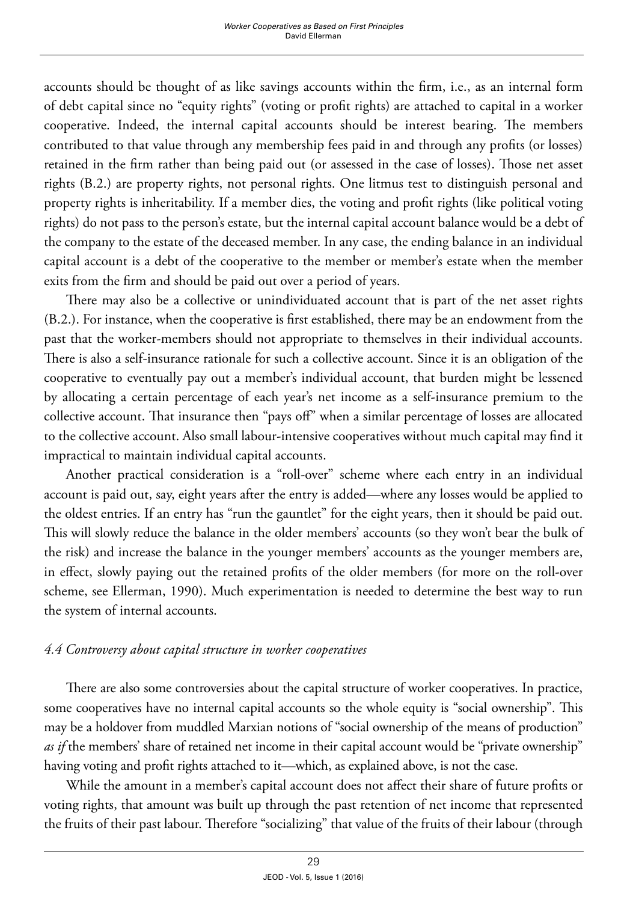accounts should be thought of as like savings accounts within the firm, i.e., as an internal form of debt capital since no "equity rights" (voting or profit rights) are attached to capital in a worker cooperative. Indeed, the internal capital accounts should be interest bearing. The members contributed to that value through any membership fees paid in and through any profits (or losses) retained in the firm rather than being paid out (or assessed in the case of losses). Those net asset rights (B.2.) are property rights, not personal rights. One litmus test to distinguish personal and property rights is inheritability. If a member dies, the voting and profit rights (like political voting rights) do not pass to the person's estate, but the internal capital account balance would be a debt of the company to the estate of the deceased member. In any case, the ending balance in an individual capital account is a debt of the cooperative to the member or member's estate when the member exits from the firm and should be paid out over a period of years.

There may also be a collective or unindividuated account that is part of the net asset rights (B.2.). For instance, when the cooperative is first established, there may be an endowment from the past that the worker-members should not appropriate to themselves in their individual accounts. There is also a self-insurance rationale for such a collective account. Since it is an obligation of the cooperative to eventually pay out a member's individual account, that burden might be lessened by allocating a certain percentage of each year's net income as a self-insurance premium to the collective account. That insurance then "pays off" when a similar percentage of losses are allocated to the collective account. Also small labour-intensive cooperatives without much capital may find it impractical to maintain individual capital accounts.

Another practical consideration is a "roll-over" scheme where each entry in an individual account is paid out, say, eight years after the entry is added—where any losses would be applied to the oldest entries. If an entry has "run the gauntlet" for the eight years, then it should be paid out. This will slowly reduce the balance in the older members' accounts (so they won't bear the bulk of the risk) and increase the balance in the younger members' accounts as the younger members are, in effect, slowly paying out the retained profits of the older members (for more on the roll-over scheme, see Ellerman, 1990). Much experimentation is needed to determine the best way to run the system of internal accounts.

### *4.4 Controversy about capital structure in worker cooperatives*

There are also some controversies about the capital structure of worker cooperatives. In practice, some cooperatives have no internal capital accounts so the whole equity is "social ownership". This may be a holdover from muddled Marxian notions of "social ownership of the means of production" *as if* the members' share of retained net income in their capital account would be "private ownership" having voting and profit rights attached to it—which, as explained above, is not the case.

While the amount in a member's capital account does not affect their share of future profits or voting rights, that amount was built up through the past retention of net income that represented the fruits of their past labour. Therefore "socializing" that value of the fruits of their labour (through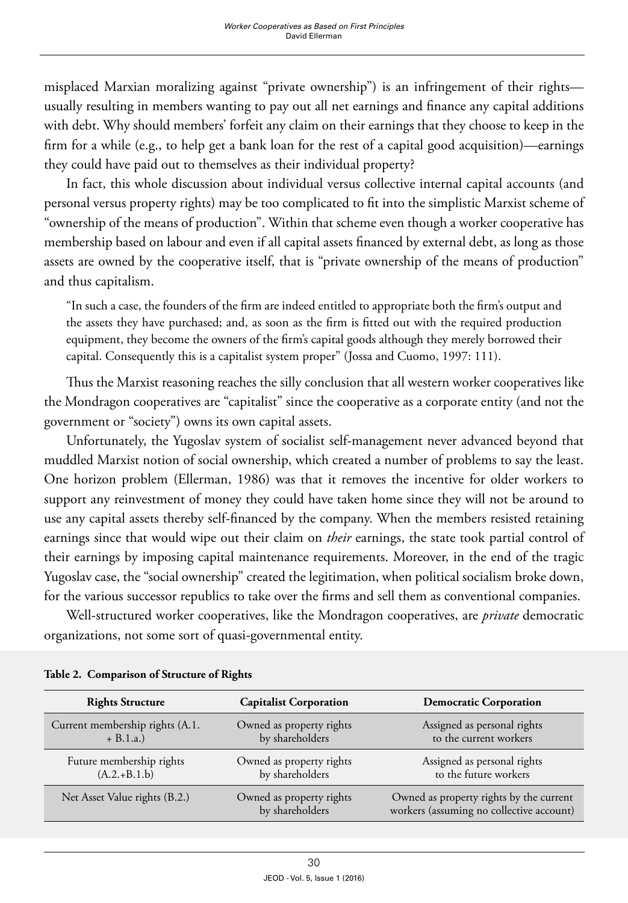misplaced Marxian moralizing against "private ownership") is an infringement of their rights—usually resulting in members wanting to pay out all net earnings and finance any capital additions with debt. Why should members' forfeit any claim on their earnings that they choose to keep in the firm for a while (e.g., to help get a bank loan for the rest of a capital good acquisition)—earnings they could have paid out to themselves as their individual property?

In fact, this whole discussion about individual versus collective internal capital accounts (and personal versus property rights) may be too complicated to fit into the simplistic Marxist scheme of "ownership of the means of production". Within that scheme even though a worker cooperative has membership based on labour and even if all capital assets financed by external debt, as long as those assets are owned by the cooperative itself, that is "private ownership of the means of production" and thus capitalism.

> "In such a case, the founders of the firm are indeed entitled to appropriate both the firm's output and the assets they have purchased; and, as soon as the firm is fitted out with the required production equipment, they become the owners of the firm's capital goods although they merely borrowed their capital. Consequently this is a capitalist system proper" (Jossa and Cuomo, 1997: 111).

Thus the Marxist reasoning reaches the silly conclusion that all western worker cooperatives like the Mondragon cooperatives are "capitalist" since the cooperative as a corporate entity (and not the government or "society") owns its own capital assets.

Unfortunately, the Yugoslav system of socialist self-management never advanced beyond that muddled Marxist notion of social ownership, which created a number of problems to say the least. One horizon problem (Ellerman, 1986) was that it removes the incentive for older workers to support any reinvestment of money they could have taken home since they will not be around to use any capital assets thereby self-financed by the company. When the members resisted retaining earnings since that would wipe out their claim on *their* earnings, the state took partial control of their earnings by imposing capital maintenance requirements. Moreover, in the end of the tragic Yugoslav case, the "social ownership" created the legitimation, when political socialism broke down, for the various successor republics to take over the firms and sell them as conventional companies.

Well-structured worker cooperatives, like the Mondragon cooperatives, are *private* democratic organizations, not some sort of quasi-governmental entity.

**Table 2. Comparison of Structure of Rights**

| Rights Structure | Capitalist Corporation | Democratic Corporation |
|---|---|---|
| Current membership rights (A.1. + B.1.a.) | Owned as property rights by shareholders | Assigned as personal rights to the current workers |
| Future membership rights (A.2.+B.1.b) | Owned as property rights by shareholders | Assigned as personal rights to the future workers |
| Net Asset Value rights (B.2.) | Owned as property rights by shareholders | Owned as property rights by the current workers (assuming no collective account) |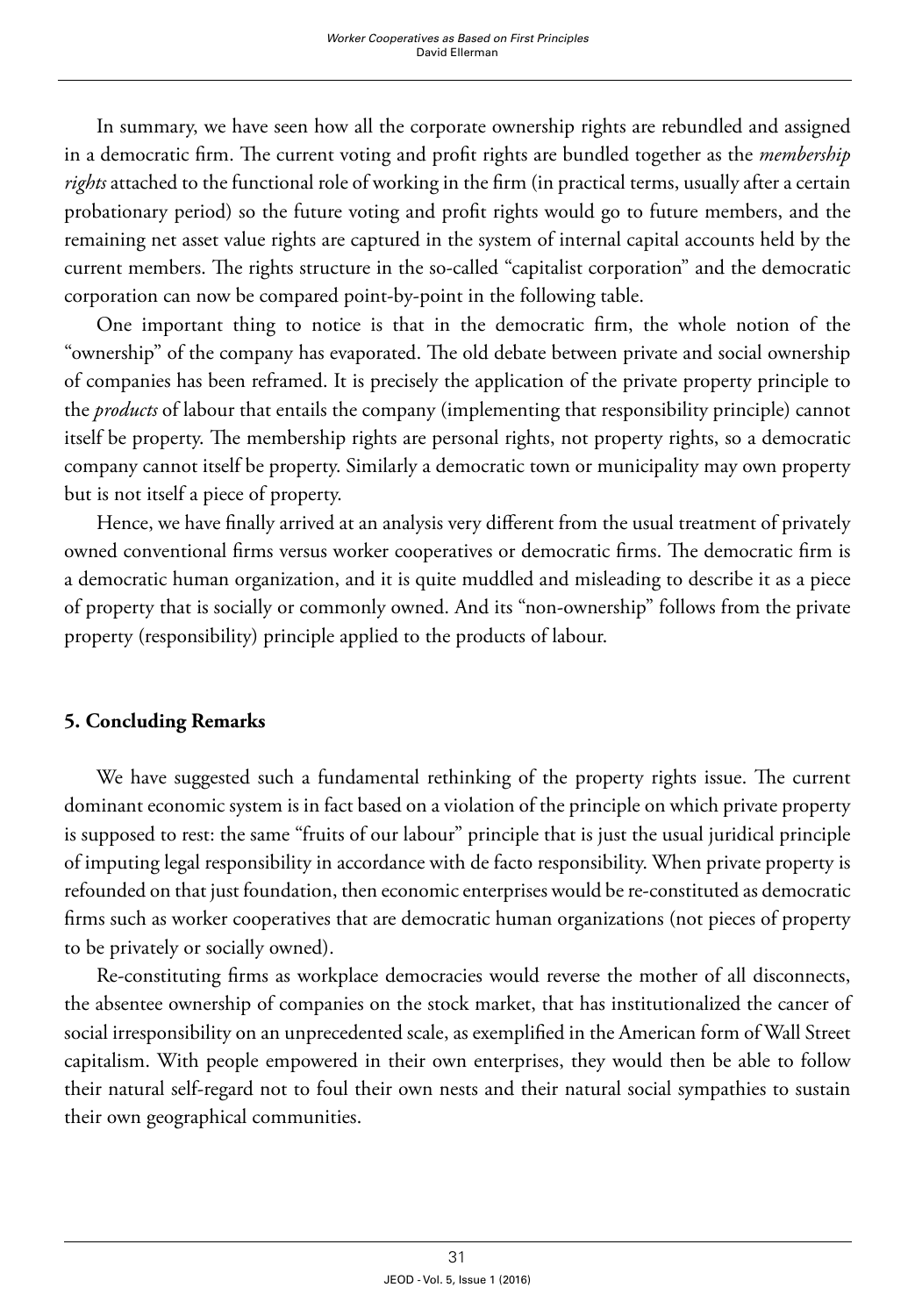In summary, we have seen how all the corporate ownership rights are rebundled and assigned in a democratic firm. The current voting and profit rights are bundled together as the *membership rights* attached to the functional role of working in the firm (in practical terms, usually after a certain probationary period) so the future voting and profit rights would go to future members, and the remaining net asset value rights are captured in the system of internal capital accounts held by the current members. The rights structure in the so-called "capitalist corporation" and the democratic corporation can now be compared point-by-point in the following table.

One important thing to notice is that in the democratic firm, the whole notion of the "ownership" of the company has evaporated. The old debate between private and social ownership of companies has been reframed. It is precisely the application of the private property principle to the *products* of labour that entails the company (implementing that responsibility principle) cannot itself be property. The membership rights are personal rights, not property rights, so a democratic company cannot itself be property. Similarly a democratic town or municipality may own property but is not itself a piece of property.

Hence, we have finally arrived at an analysis very different from the usual treatment of privately owned conventional firms versus worker cooperatives or democratic firms. The democratic firm is a democratic human organization, and it is quite muddled and misleading to describe it as a piece of property that is socially or commonly owned. And its "non-ownership" follows from the private property (responsibility) principle applied to the products of labour.

## 5. Concluding Remarks

We have suggested such a fundamental rethinking of the property rights issue. The current dominant economic system is in fact based on a violation of the principle on which private property is supposed to rest: the same "fruits of our labour" principle that is just the usual juridical principle of imputing legal responsibility in accordance with de facto responsibility. When private property is refounded on that just foundation, then economic enterprises would be re-constituted as democratic firms such as worker cooperatives that are democratic human organizations (not pieces of property to be privately or socially owned).

Re-constituting firms as workplace democracies would reverse the mother of all disconnects, the absentee ownership of companies on the stock market, that has institutionalized the cancer of social irresponsibility on an unprecedented scale, as exemplified in the American form of Wall Street capitalism. With people empowered in their own enterprises, they would then be able to follow their natural self-regard not to foul their own nests and their natural social sympathies to sustain their own geographical communities.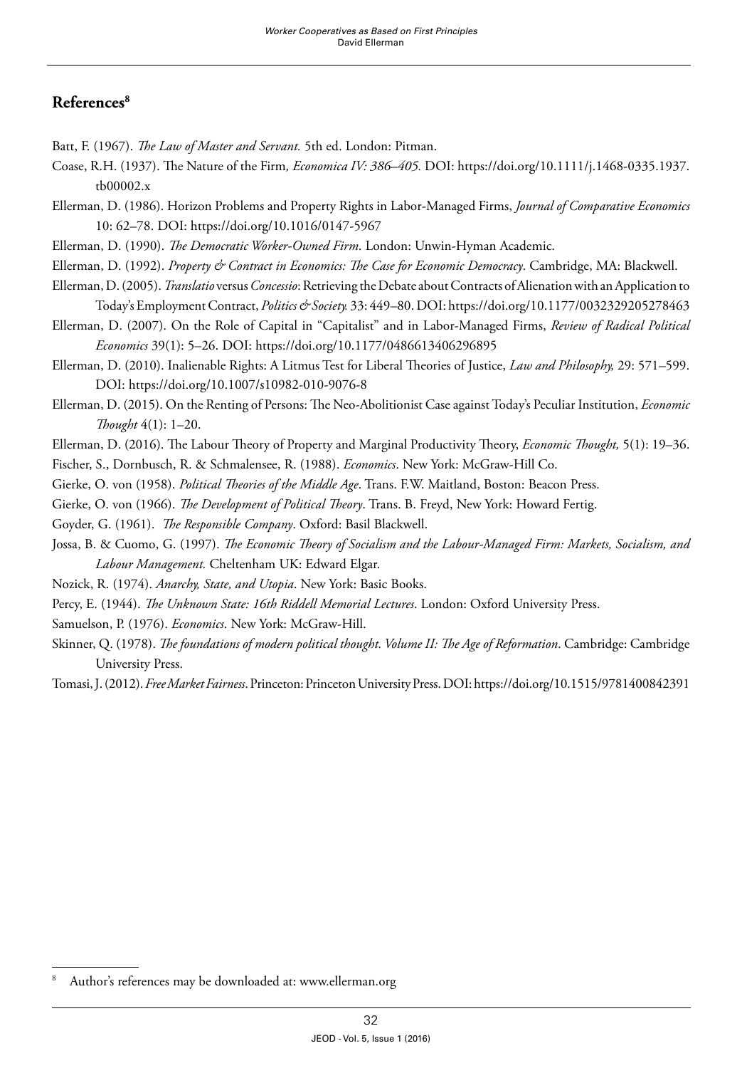## References[8]

Batt, F. (1967). *The Law of Master and Servant.* 5th ed. London: Pitman.

Coase, R.H. (1937). The Nature of the Firm*, Economica IV: 386–405.* DOI: https://doi.org/10.1111/j.1468-0335.1937.tb00002.x

Ellerman, D. (1986). Horizon Problems and Property Rights in Labor-Managed Firms, *Journal of Comparative Economics* 10: 62–78. DOI: https://doi.org/10.1016/0147-5967

Ellerman, D. (1990). *The Democratic Worker-Owned Firm*. London: Unwin-Hyman Academic.

Ellerman, D. (1992). *Property & Contract in Economics: The Case for Economic Democracy*. Cambridge, MA: Blackwell.

Ellerman, D. (2005). *Translatio* versus *Concessio*: Retrieving the Debate about Contracts of Alienation with an Application to Today's Employment Contract, *Politics & Society.* 33: 449–80. DOI: https://doi.org/10.1177/0032329205278463

Ellerman, D. (2007). On the Role of Capital in "Capitalist" and in Labor-Managed Firms, *Review of Radical Political Economics* 39(1): 5–26. DOI: https://doi.org/10.1177/0486613406296895

Ellerman, D. (2010). Inalienable Rights: A Litmus Test for Liberal Theories of Justice, *Law and Philosophy,* 29: 571–599. DOI: https://doi.org/10.1007/s10982-010-9076-8

Ellerman, D. (2015). On the Renting of Persons: The Neo-Abolitionist Case against Today's Peculiar Institution, *Economic Thought* 4(1): 1–20.

Ellerman, D. (2016). The Labour Theory of Property and Marginal Productivity Theory, *Economic Thought,* 5(1): 19–36.

Fischer, S., Dornbusch, R. & Schmalensee, R. (1988). *Economics*. New York: McGraw-Hill Co.

Gierke, O. von (1958). *Political Theories of the Middle Age*. Trans. F.W. Maitland, Boston: Beacon Press.

Gierke, O. von (1966). *The Development of Political Theory*. Trans. B. Freyd, New York: Howard Fertig.

Goyder, G. (1961). *The Responsible Company*. Oxford: Basil Blackwell.

Jossa, B. & Cuomo, G. (1997). *The Economic Theory of Socialism and the Labour-Managed Firm: Markets, Socialism, and Labour Management.* Cheltenham UK: Edward Elgar.

Nozick, R. (1974). *Anarchy, State, and Utopia*. New York: Basic Books.

Percy, E. (1944). *The Unknown State: 16th Riddell Memorial Lectures*. London: Oxford University Press.

Samuelson, P. (1976). *Economics*. New York: McGraw-Hill.

Skinner, Q. (1978). *The foundations of modern political thought. Volume II: The Age of Reformation*. Cambridge: Cambridge University Press.

Tomasi, J. (2012). *Free Market Fairness*. Princeton: Princeton University Press. DOI: https://doi.org/10.1515/9781400842391

---

[8] Author's references may be downloaded at: www.ellerman.org